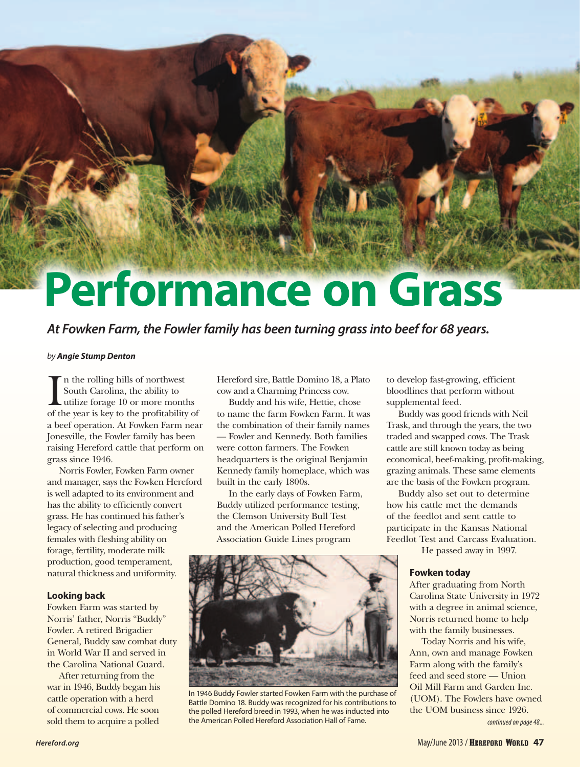# Performance on Grass

***At Fowken Farm, the Fowler family has been turning grass into beef for 68 years.***

*by* ***Angie Stump Denton***

In the rolling hills of northwest South Carolina, the ability to utilize forage 10 or more months of the year is key to the profitability of a beef operation. At Fowken Farm near Jonesville, the Fowler family has been raising Hereford cattle that perform on grass since 1946.

Norris Fowler, Fowken Farm owner and manager, says the Fowken Hereford is well adapted to its environment and has the ability to efficiently convert grass. He has continued his father's legacy of selecting and producing females with fleshing ability on forage, fertility, moderate milk production, good temperament, natural thickness and uniformity.

### Looking back

Fowken Farm was started by Norris' father, Norris "Buddy" Fowler. A retired Brigadier General, Buddy saw combat duty in World War II and served in the Carolina National Guard.

After returning from the war in 1946, Buddy began his cattle operation with a herd of commercial cows. He soon sold them to acquire a polled Hereford sire, Battle Domino 18, a Plato cow and a Charming Princess cow.

Buddy and his wife, Hettie, chose to name the farm Fowken Farm. It was the combination of their family names — Fowler and Kennedy. Both families were cotton farmers. The Fowken headquarters is the original Benjamin Kennedy family homeplace, which was built in the early 1800s.

In the early days of Fowken Farm, Buddy utilized performance testing, the Clemson University Bull Test and the American Polled Hereford Association Guide Lines program to develop fast-growing, efficient bloodlines that perform without supplemental feed.

In 1946 Buddy Fowler started Fowken Farm with the purchase of Battle Domino 18. Buddy was recognized for his contributions to the polled Hereford breed in 1993, when he was inducted into the American Polled Hereford Association Hall of Fame.

Buddy was good friends with Neil Trask, and through the years, the two traded and swapped cows. The Trask cattle are still known today as being economical, beef-making, profit-making, grazing animals. These same elements are the basis of the Fowken program.

Buddy also set out to determine how his cattle met the demands of the feedlot and sent cattle to participate in the Kansas National Feedlot Test and Carcass Evaluation. He passed away in 1997.

### Fowken today

After graduating from North Carolina State University in 1972 with a degree in animal science, Norris returned home to help with the family businesses.

Today Norris and his wife, Ann, own and manage Fowken Farm along with the family's feed and seed store — Union Oil Mill Farm and Garden Inc. (UOM). The Fowlers have owned the UOM business since 1926.

*continued on page 48...*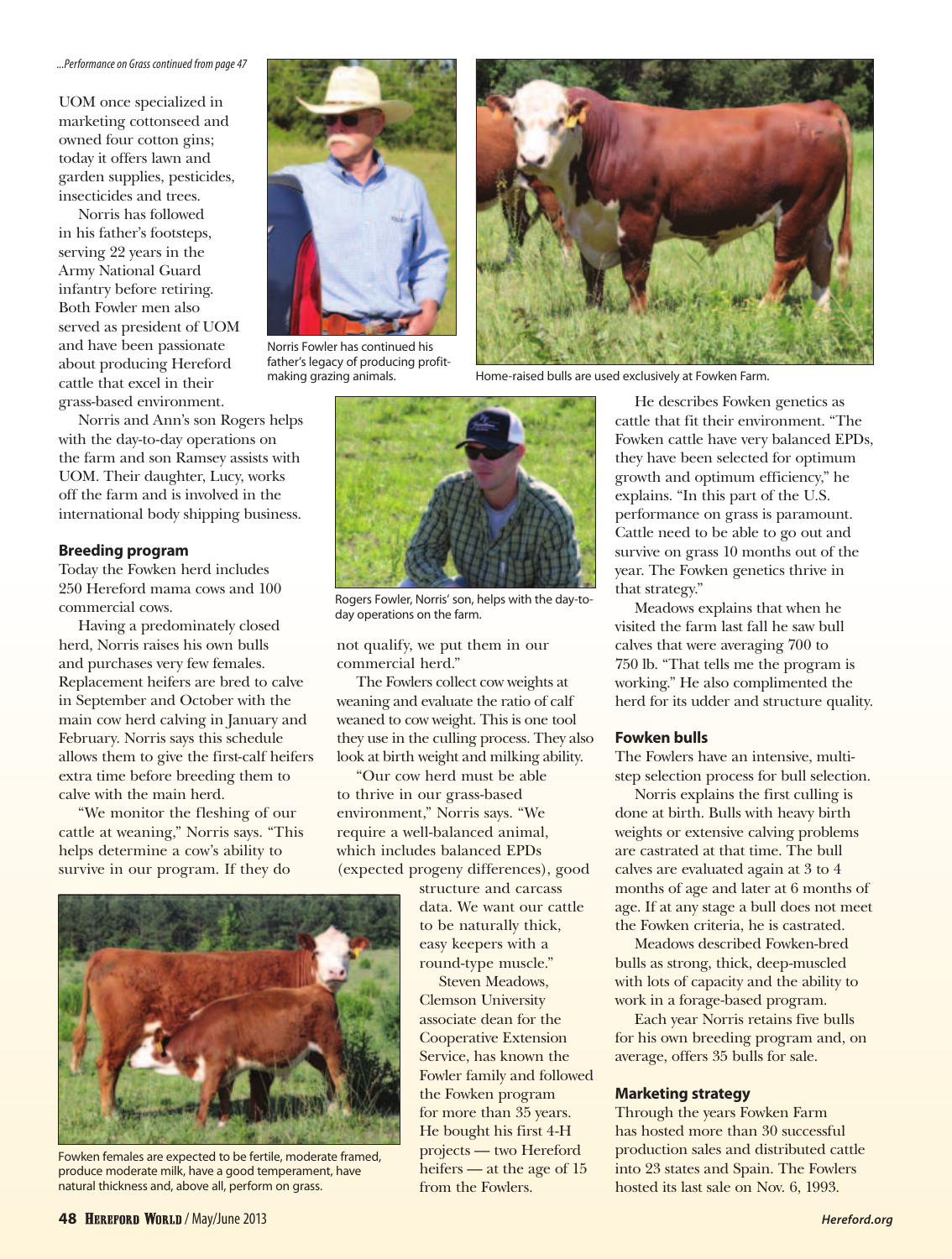*...Performance on Grass continued from page 47*

UOM once specialized in marketing cottonseed and owned four cotton gins; today it offers lawn and garden supplies, pesticides, insecticides and trees.

Norris has followed in his father's footsteps, serving 22 years in the Army National Guard infantry before retiring. Both Fowler men also served as president of UOM and have been passionate about producing Hereford cattle that excel in their grass-based environment.

Norris and Ann's son Rogers helps with the day-to-day operations on the farm and son Ramsey assists with UOM. Their daughter, Lucy, works off the farm and is involved in the international body shipping business.

Norris Fowler has continued his father's legacy of producing profit-making grazing animals.

Home-raised bulls are used exclusively at Fowken Farm.

Rogers Fowler, Norris' son, helps with the day-to-day operations on the farm.

### Breeding program

Today the Fowken herd includes 250 Hereford mama cows and 100 commercial cows.

Having a predominately closed herd, Norris raises his own bulls and purchases very few females. Replacement heifers are bred to calve in September and October with the main cow herd calving in January and February. Norris says this schedule allows them to give the first-calf heifers extra time before breeding them to calve with the main herd.

"We monitor the fleshing of our cattle at weaning," Norris says. "This helps determine a cow's ability to survive in our program. If they do not qualify, we put them in our commercial herd."

The Fowlers collect cow weights at weaning and evaluate the ratio of calf weaned to cow weight. This is one tool they use in the culling process. They also look at birth weight and milking ability.

"Our cow herd must be able to thrive in our grass-based environment," Norris says. "We require a well-balanced animal, which includes balanced EPDs (expected progeny differences), good structure and carcass data. We want our cattle to be naturally thick, easy keepers with a round-type muscle."

Steven Meadows, Clemson University associate dean for the Cooperative Extension Service, has known the Fowler family and followed the Fowken program for more than 35 years. He bought his first 4-H projects — two Hereford heifers — at the age of 15 from the Fowlers.

Fowken females are expected to be fertile, moderate framed, produce moderate milk, have a good temperament, have natural thickness and, above all, perform on grass.

He describes Fowken genetics as cattle that fit their environment. "The Fowken cattle have very balanced EPDs, they have been selected for optimum growth and optimum efficiency," he explains. "In this part of the U.S. performance on grass is paramount. Cattle need to be able to go out and survive on grass 10 months out of the year. The Fowken genetics thrive in that strategy."

Meadows explains that when he visited the farm last fall he saw bull calves that were averaging 700 to 750 lb. "That tells me the program is working." He also complimented the herd for its udder and structure quality.

### Fowken bulls

The Fowlers have an intensive, multi-step selection process for bull selection.

Norris explains the first culling is done at birth. Bulls with heavy birth weights or extensive calving problems are castrated at that time. The bull calves are evaluated again at 3 to 4 months of age and later at 6 months of age. If at any stage a bull does not meet the Fowken criteria, he is castrated.

Meadows described Fowken-bred bulls as strong, thick, deep-muscled with lots of capacity and the ability to work in a forage-based program.

Each year Norris retains five bulls for his own breeding program and, on average, offers 35 bulls for sale.

### Marketing strategy

Through the years Fowken Farm has hosted more than 30 successful production sales and distributed cattle into 23 states and Spain. The Fowlers hosted its last sale on Nov. 6, 1993.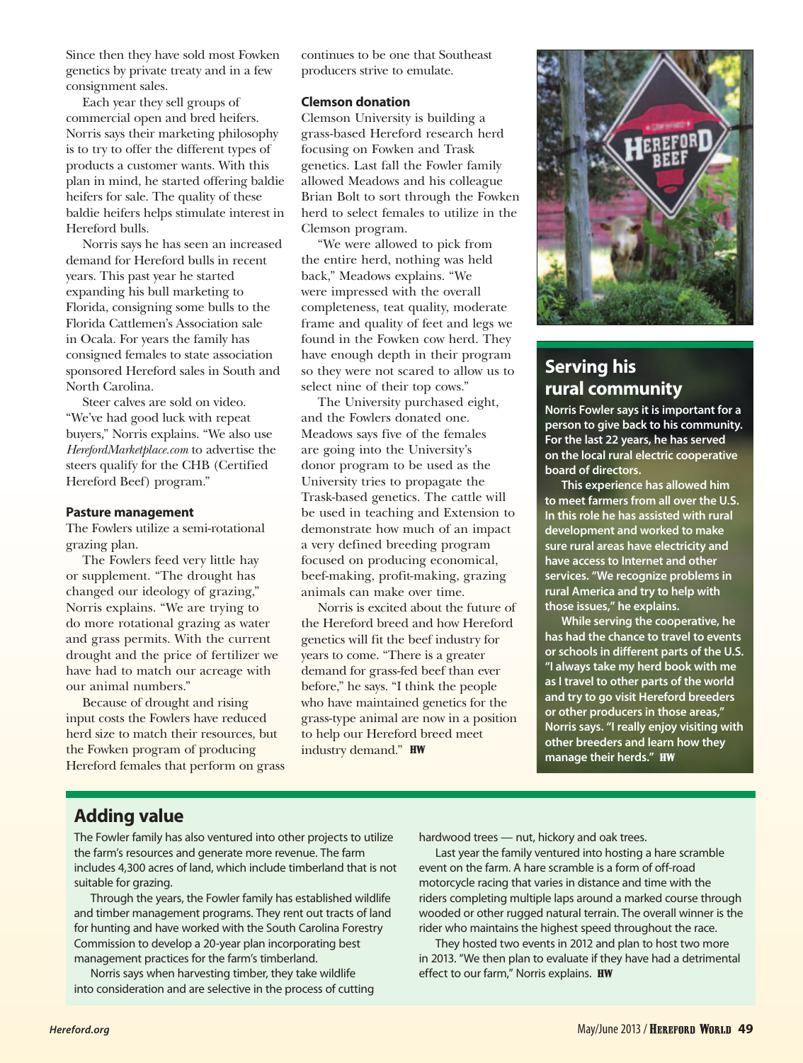Since then they have sold most Fowken genetics by private treaty and in a few consignment sales.

Each year they sell groups of commercial open and bred heifers. Norris says their marketing philosophy is to try to offer the different types of products a customer wants. With this plan in mind, he started offering baldie heifers for sale. The quality of these baldie heifers helps stimulate interest in Hereford bulls.

Norris says he has seen an increased demand for Hereford bulls in recent years. This past year he started expanding his bull marketing to Florida, consigning some bulls to the Florida Cattlemen's Association sale in Ocala. For years the family has consigned females to state association sponsored Hereford sales in South and North Carolina.

Steer calves are sold on video. "We've had good luck with repeat buyers," Norris explains. "We also use *HerefordMarketplace.com* to advertise the steers qualify for the CHB (Certified Hereford Beef) program."

**Pasture management**

The Fowlers utilize a semi-rotational grazing plan.

The Fowlers feed very little hay or supplement. "The drought has changed our ideology of grazing," Norris explains. "We are trying to do more rotational grazing as water and grass permits. With the current drought and the price of fertilizer we have had to match our acreage with our animal numbers."

Because of drought and rising input costs the Fowlers have reduced herd size to match their resources, but the Fowken program of producing Hereford females that perform on grass continues to be one that Southeast producers strive to emulate.

**Clemson donation**

Clemson University is building a grass-based Hereford research herd focusing on Fowken and Trask genetics. Last fall the Fowler family allowed Meadows and his colleague Brian Bolt to sort through the Fowken herd to select females to utilize in the Clemson program.

"We were allowed to pick from the entire herd, nothing was held back," Meadows explains. "We were impressed with the overall completeness, teat quality, moderate frame and quality of feet and legs we found in the Fowken cow herd. They have enough depth in their program so they were not scared to allow us to select nine of their top cows."

The University purchased eight, and the Fowlers donated one. Meadows says five of the females are going into the University's donor program to be used as the University tries to propagate the Trask-based genetics. The cattle will be used in teaching and Extension to demonstrate how much of an impact a very defined breeding program focused on producing economical, beef-making, profit-making, grazing animals can make over time.

Norris is excited about the future of the Hereford breed and how Hereford genetics will fit the beef industry for years to come. "There is a greater demand for grass-fed beef than ever before," he says. "I think the people who have maintained genetics for the grass-type animal are now in a position to help our Hereford breed meet industry demand." **HW**

## Serving his rural community

**Norris Fowler says it is important for a person to give back to his community. For the last 22 years, he has served on the local rural electric cooperative board of directors.**

**This experience has allowed him to meet farmers from all over the U.S. In this role he has assisted with rural development and worked to make sure rural areas have electricity and have access to Internet and other services. "We recognize problems in rural America and try to help with those issues," he explains.**

**While serving the cooperative, he has had the chance to travel to events or schools in different parts of the U.S. "I always take my herd book with me as I travel to other parts of the world and try to go visit Hereford breeders or other producers in those areas," Norris says. "I really enjoy visiting with other breeders and learn how they manage their herds." HW**

## Adding value

The Fowler family has also ventured into other projects to utilize the farm's resources and generate more revenue. The farm includes 4,300 acres of land, which include timberland that is not suitable for grazing.

Through the years, the Fowler family has established wildlife and timber management programs. They rent out tracts of land for hunting and have worked with the South Carolina Forestry Commission to develop a 20-year plan incorporating best management practices for the farm's timberland.

Norris says when harvesting timber, they take wildlife into consideration and are selective in the process of cutting hardwood trees — nut, hickory and oak trees.

Last year the family ventured into hosting a hare scramble event on the farm. A hare scramble is a form of off-road motorcycle racing that varies in distance and time with the riders completing multiple laps around a marked course through wooded or other rugged natural terrain. The overall winner is the rider who maintains the highest speed throughout the race.

They hosted two events in 2012 and plan to host two more in 2013. "We then plan to evaluate if they have had a detrimental effect to our farm," Norris explains. **HW**